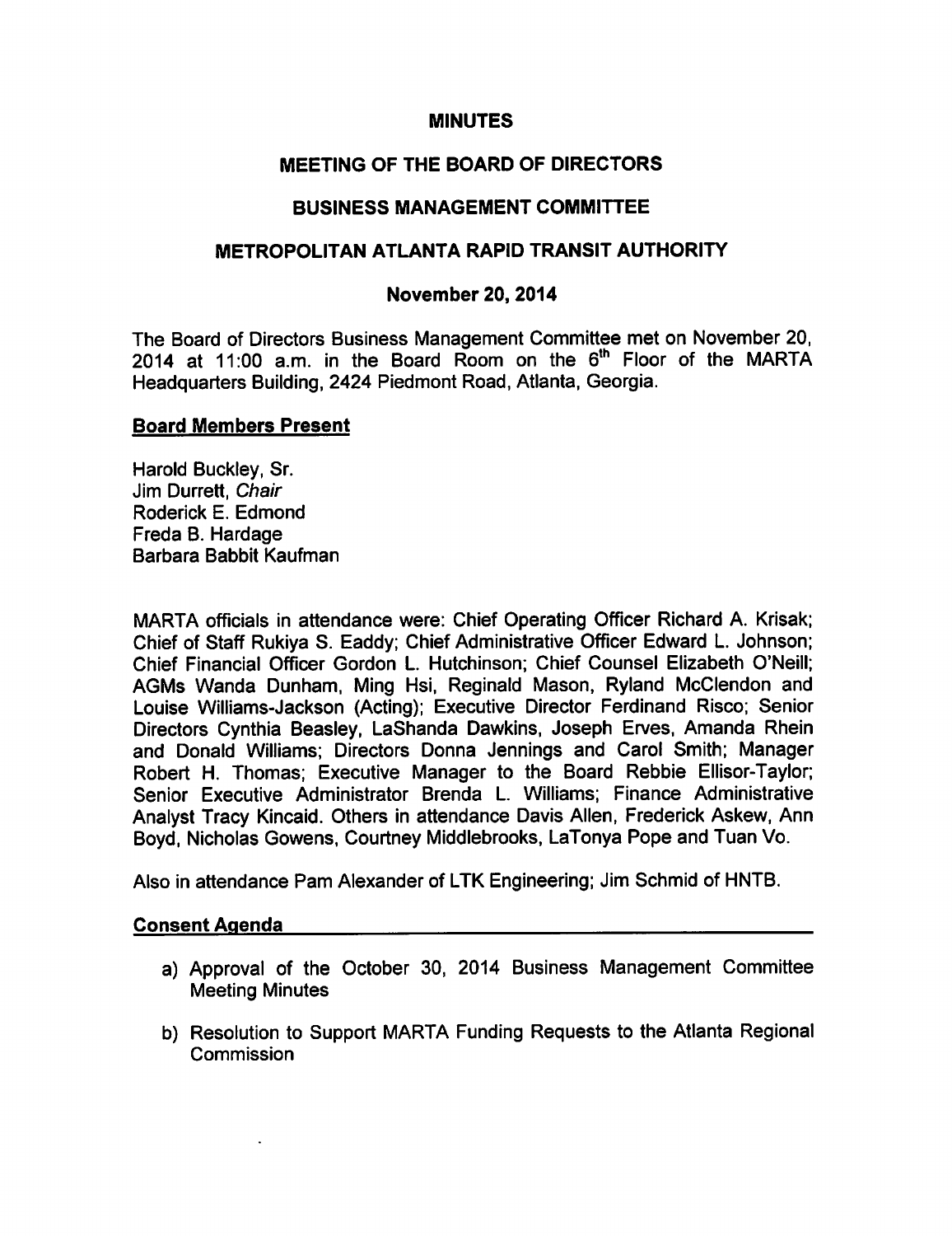# MINUTES

## MEETING OF THE BOARD OF DIRECTORS

## BUSINESS MANAGEMENT COMMITTEE

## METROPOLITAN ATLANTA RAPID TRANSIT AUTHORITY

### November 20, 2014

The Board of Directors Business Management Committee met on November 20, 2014 at 11:00 a.m. in the Board Room on the 6th Floor of the MARTA Headquarters Building, 2424 Piedmont Road, Atlanta, Georgia.

**Board Members Present**

Harold Buckley, Sr.
Jim Durrett, *Chair*
Roderick E. Edmond
Freda B. Hardage
Barbara Babbit Kaufman

MARTA officials in attendance were: Chief Operating Officer Richard A. Krisak; Chief of Staff Rukiya S. Eaddy; Chief Administrative Officer Edward L. Johnson; Chief Financial Officer Gordon L. Hutchinson; Chief Counsel Elizabeth O'Neill; AGMs Wanda Dunham, Ming Hsi, Reginald Mason, Ryland McClendon and Louise Williams-Jackson (Acting); Executive Director Ferdinand Risco; Senior Directors Cynthia Beasley, LaShanda Dawkins, Joseph Erves, Amanda Rhein and Donald Williams; Directors Donna Jennings and Carol Smith; Manager Robert H. Thomas; Executive Manager to the Board Rebbie Ellisor-Taylor; Senior Executive Administrator Brenda L. Williams; Finance Administrative Analyst Tracy Kincaid. Others in attendance Davis Allen, Frederick Askew, Ann Boyd, Nicholas Gowens, Courtney Middlebrooks, LaTonya Pope and Tuan Vo.

Also in attendance Pam Alexander of LTK Engineering; Jim Schmid of HNTB.

**Consent Agenda**

a) Approval of the October 30, 2014 Business Management Committee Meeting Minutes

b) Resolution to Support MARTA Funding Requests to the Atlanta Regional Commission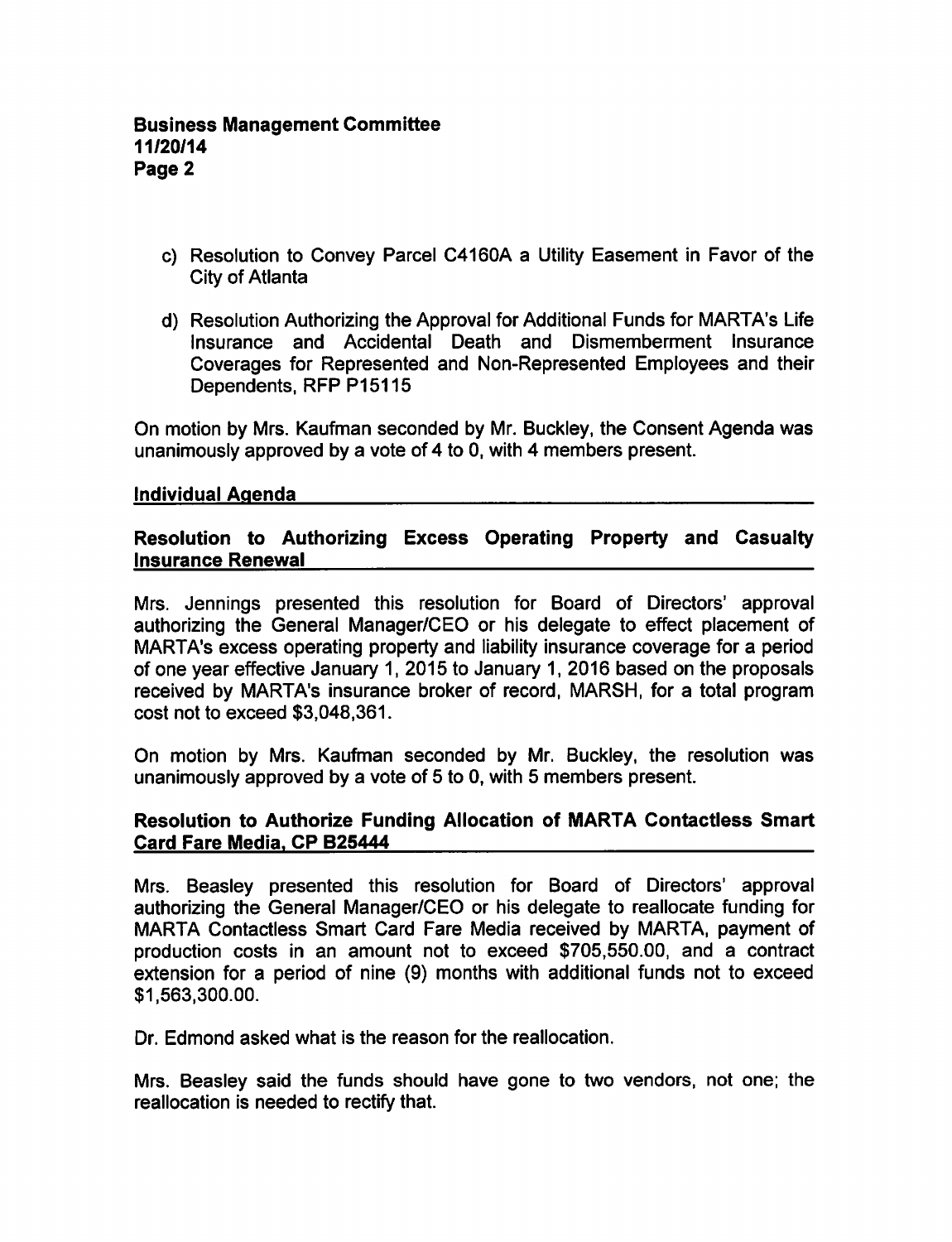c) Resolution to Convey Parcel C4160A a Utility Easement in Favor of the City of Atlanta

d) Resolution Authorizing the Approval for Additional Funds for MARTA's Life Insurance and Accidental Death and Dismemberment Insurance Coverages for Represented and Non-Represented Employees and their Dependents, RFP P15115

On motion by Mrs. Kaufman seconded by Mr. Buckley, the Consent Agenda was unanimously approved by a vote of 4 to 0, with 4 members present.

## Individual Agenda

### Resolution to Authorizing Excess Operating Property and Casualty Insurance Renewal

Mrs. Jennings presented this resolution for Board of Directors' approval authorizing the General Manager/CEO or his delegate to effect placement of MARTA's excess operating property and liability insurance coverage for a period of one year effective January 1, 2015 to January 1, 2016 based on the proposals received by MARTA's insurance broker of record, MARSH, for a total program cost not to exceed $3,048,361.

On motion by Mrs. Kaufman seconded by Mr. Buckley, the resolution was unanimously approved by a vote of 5 to 0, with 5 members present.

### Resolution to Authorize Funding Allocation of MARTA Contactless Smart Card Fare Media, CP B25444

Mrs. Beasley presented this resolution for Board of Directors' approval authorizing the General Manager/CEO or his delegate to reallocate funding for MARTA Contactless Smart Card Fare Media received by MARTA, payment of production costs in an amount not to exceed $705,550.00, and a contract extension for a period of nine (9) months with additional funds not to exceed $1,563,300.00.

Dr. Edmond asked what is the reason for the reallocation.

Mrs. Beasley said the funds should have gone to two vendors, not one; the reallocation is needed to rectify that.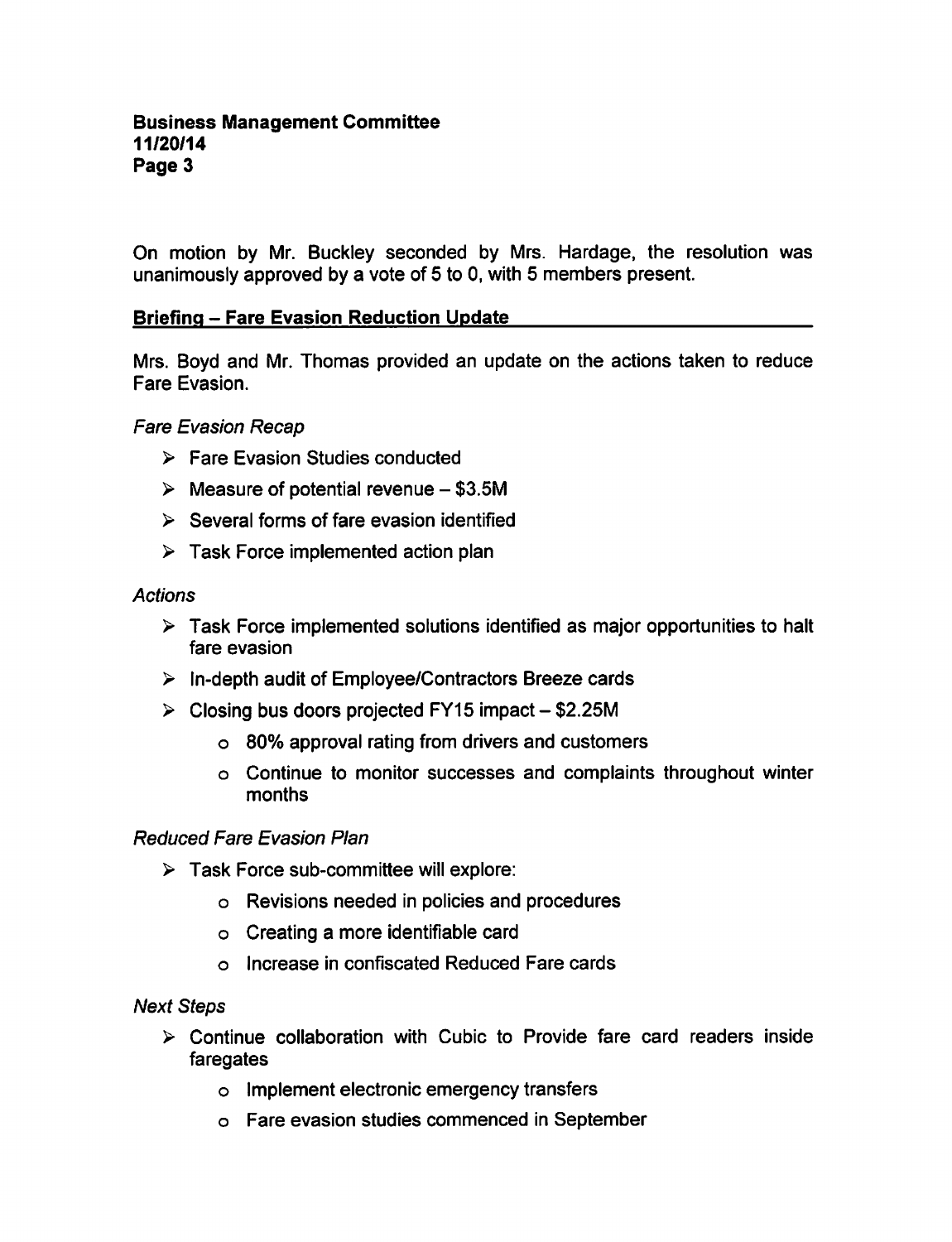On motion by Mr. Buckley seconded by Mrs. Hardage, the resolution was unanimously approved by a vote of 5 to 0, with 5 members present.

## Briefing – Fare Evasion Reduction Update

Mrs. Boyd and Mr. Thomas provided an update on the actions taken to reduce Fare Evasion.

*Fare Evasion Recap*

- Fare Evasion Studies conducted
- Measure of potential revenue – $3.5M
- Several forms of fare evasion identified
- Task Force implemented action plan

*Actions*

- Task Force implemented solutions identified as major opportunities to halt fare evasion
- In-depth audit of Employee/Contractors Breeze cards
- Closing bus doors projected FY15 impact – $2.25M
  - 80% approval rating from drivers and customers
  - Continue to monitor successes and complaints throughout winter months

*Reduced Fare Evasion Plan*

- Task Force sub-committee will explore:
  - Revisions needed in policies and procedures
  - Creating a more identifiable card
  - Increase in confiscated Reduced Fare cards

*Next Steps*

- Continue collaboration with Cubic to Provide fare card readers inside faregates
  - Implement electronic emergency transfers
  - Fare evasion studies commenced in September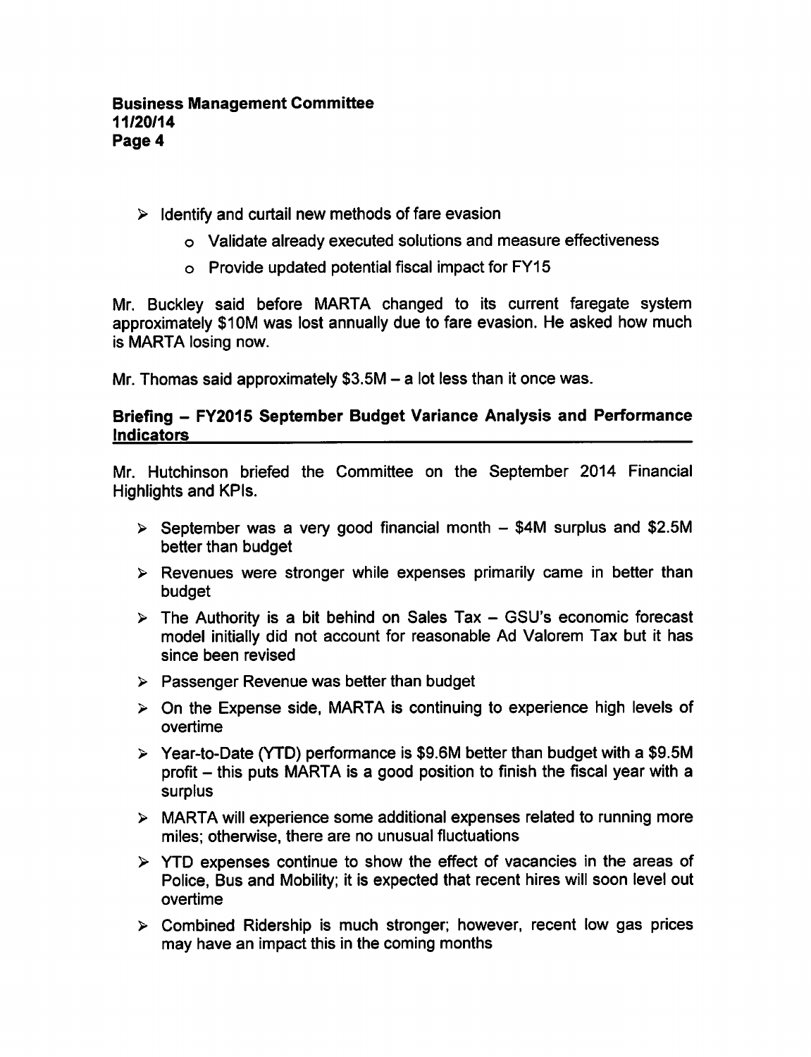- Identify and curtail new methods of fare evasion
  - Validate already executed solutions and measure effectiveness
  - Provide updated potential fiscal impact for FY15

Mr. Buckley said before MARTA changed to its current faregate system approximately $10M was lost annually due to fare evasion. He asked how much is MARTA losing now.

Mr. Thomas said approximately $3.5M – a lot less than it once was.

## Briefing – FY2015 September Budget Variance Analysis and Performance Indicators

Mr. Hutchinson briefed the Committee on the September 2014 Financial Highlights and KPIs.

- September was a very good financial month – $4M surplus and $2.5M better than budget
- Revenues were stronger while expenses primarily came in better than budget
- The Authority is a bit behind on Sales Tax – GSU's economic forecast model initially did not account for reasonable Ad Valorem Tax but it has since been revised
- Passenger Revenue was better than budget
- On the Expense side, MARTA is continuing to experience high levels of overtime
- Year-to-Date (YTD) performance is $9.6M better than budget with a $9.5M profit – this puts MARTA is a good position to finish the fiscal year with a surplus
- MARTA will experience some additional expenses related to running more miles; otherwise, there are no unusual fluctuations
- YTD expenses continue to show the effect of vacancies in the areas of Police, Bus and Mobility; it is expected that recent hires will soon level out overtime
- Combined Ridership is much stronger; however, recent low gas prices may have an impact this in the coming months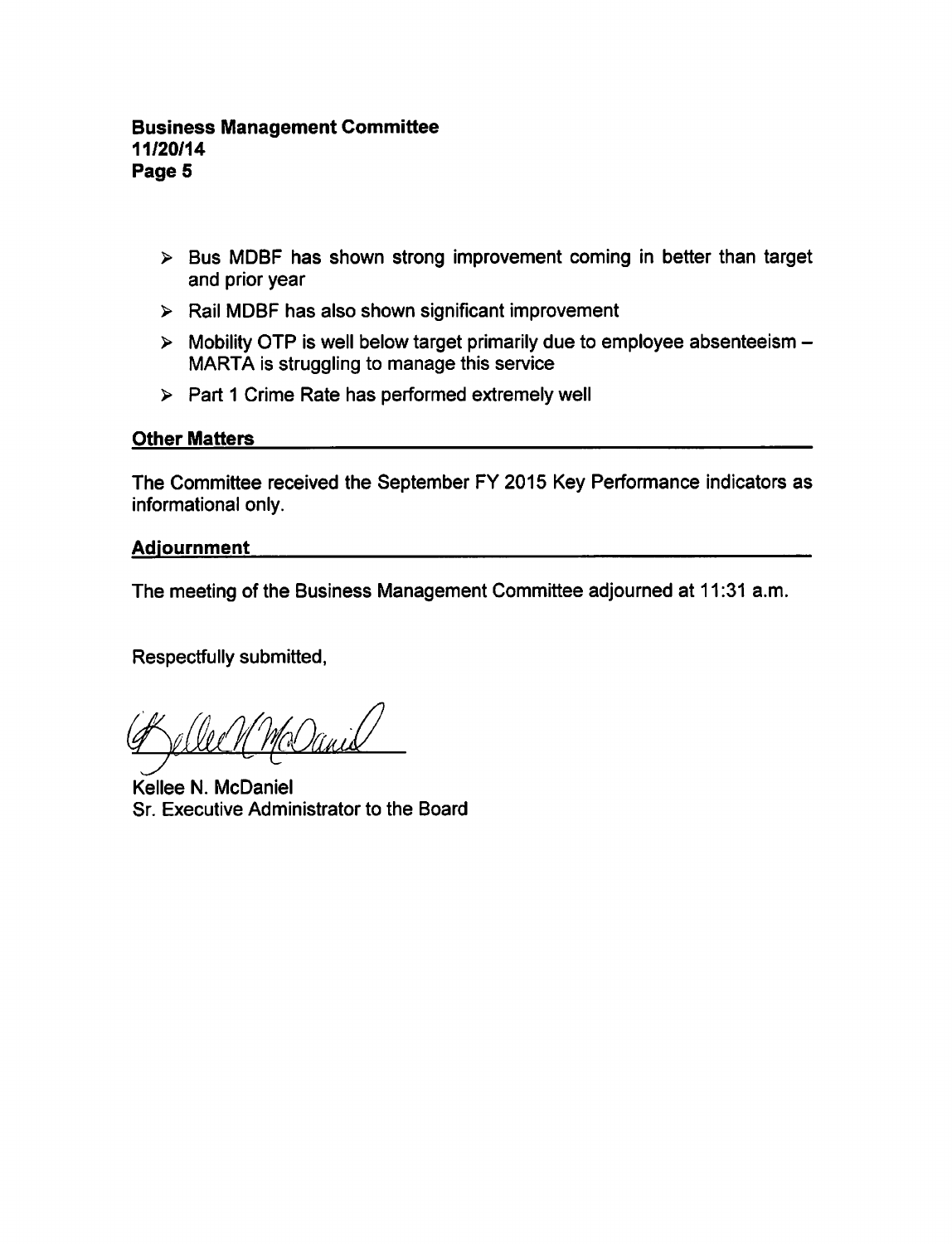- Bus MDBF has shown strong improvement coming in better than target and prior year
- Rail MDBF has also shown significant improvement
- Mobility OTP is well below target primarily due to employee absenteeism – MARTA is struggling to manage this service
- Part 1 Crime Rate has performed extremely well

## Other Matters

The Committee received the September FY 2015 Key Performance indicators as informational only.

## Adjournment

The meeting of the Business Management Committee adjourned at 11:31 a.m.

Respectfully submitted,

Kellee N. McDaniel
Sr. Executive Administrator to the Board